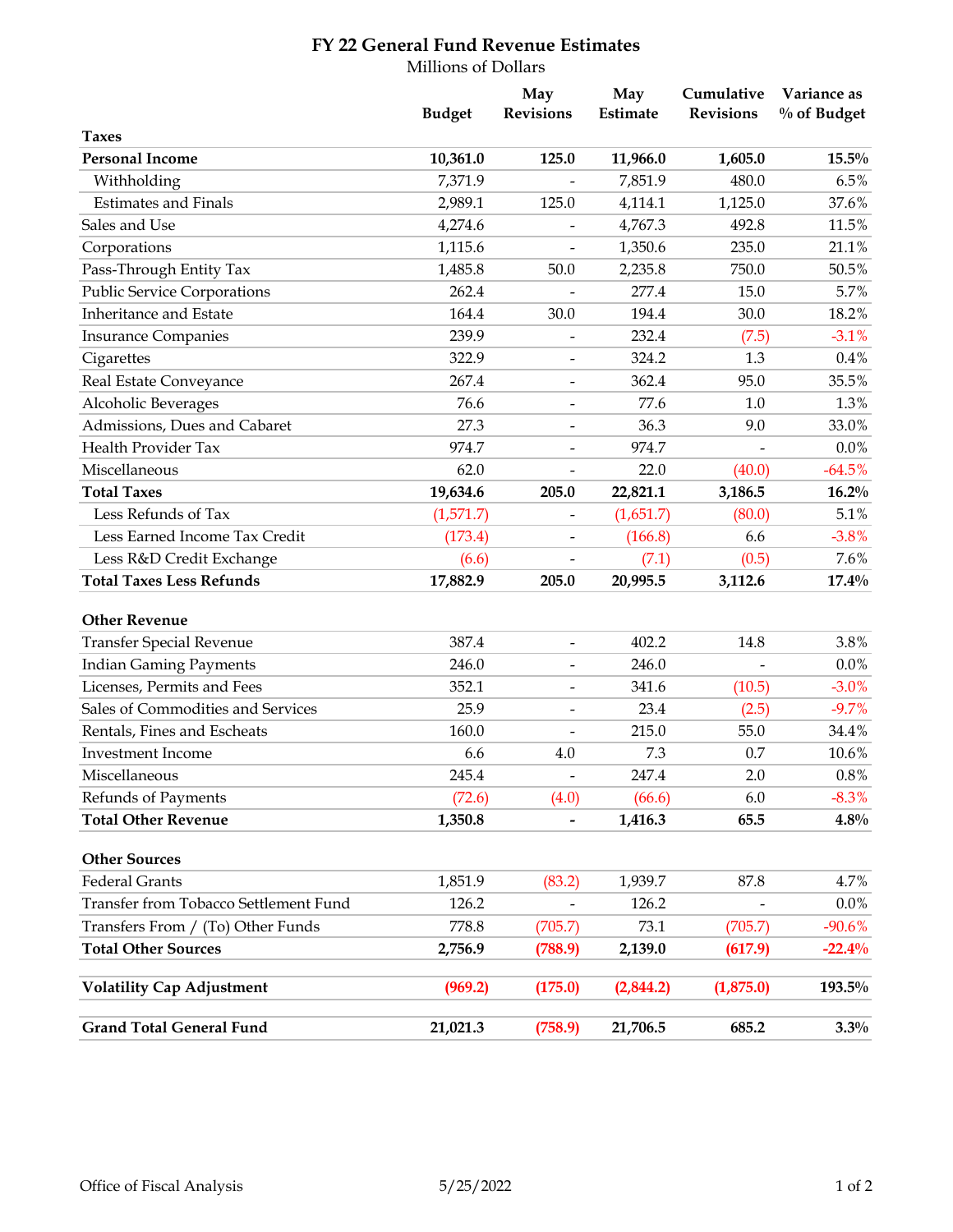# FY 22 General Fund Revenue Estimates

Millions of Dollars

| | Budget | May Revisions | May Estimate | Cumulative Revisions | Variance as % of Budget |
|---|---|---|---|---|---|
| **Taxes** | | | | | |
| **Personal Income** | **10,361.0** | **125.0** | **11,966.0** | **1,605.0** | **15.5%** |
| Withholding | 7,371.9 | - | 7,851.9 | 480.0 | 6.5% |
| Estimates and Finals | 2,989.1 | 125.0 | 4,114.1 | 1,125.0 | 37.6% |
| Sales and Use | 4,274.6 | - | 4,767.3 | 492.8 | 11.5% |
| Corporations | 1,115.6 | - | 1,350.6 | 235.0 | 21.1% |
| Pass-Through Entity Tax | 1,485.8 | 50.0 | 2,235.8 | 750.0 | 50.5% |
| Public Service Corporations | 262.4 | - | 277.4 | 15.0 | 5.7% |
| Inheritance and Estate | 164.4 | 30.0 | 194.4 | 30.0 | 18.2% |
| Insurance Companies | 239.9 | - | 232.4 | (7.5) | -3.1% |
| Cigarettes | 322.9 | - | 324.2 | 1.3 | 0.4% |
| Real Estate Conveyance | 267.4 | - | 362.4 | 95.0 | 35.5% |
| Alcoholic Beverages | 76.6 | - | 77.6 | 1.0 | 1.3% |
| Admissions, Dues and Cabaret | 27.3 | - | 36.3 | 9.0 | 33.0% |
| Health Provider Tax | 974.7 | - | 974.7 | - | 0.0% |
| Miscellaneous | 62.0 | - | 22.0 | (40.0) | -64.5% |
| **Total Taxes** | **19,634.6** | **205.0** | **22,821.1** | **3,186.5** | **16.2%** |
| Less Refunds of Tax | (1,571.7) | - | (1,651.7) | (80.0) | 5.1% |
| Less Earned Income Tax Credit | (173.4) | - | (166.8) | 6.6 | -3.8% |
| Less R&D Credit Exchange | (6.6) | - | (7.1) | (0.5) | 7.6% |
| **Total Taxes Less Refunds** | **17,882.9** | **205.0** | **20,995.5** | **3,112.6** | **17.4%** |
| | | | | | |
| **Other Revenue** | | | | | |
| Transfer Special Revenue | 387.4 | - | 402.2 | 14.8 | 3.8% |
| Indian Gaming Payments | 246.0 | - | 246.0 | - | 0.0% |
| Licenses, Permits and Fees | 352.1 | - | 341.6 | (10.5) | -3.0% |
| Sales of Commodities and Services | 25.9 | - | 23.4 | (2.5) | -9.7% |
| Rentals, Fines and Escheats | 160.0 | - | 215.0 | 55.0 | 34.4% |
| Investment Income | 6.6 | 4.0 | 7.3 | 0.7 | 10.6% |
| Miscellaneous | 245.4 | - | 247.4 | 2.0 | 0.8% |
| Refunds of Payments | (72.6) | (4.0) | (66.6) | 6.0 | -8.3% |
| **Total Other Revenue** | **1,350.8** | **-** | **1,416.3** | **65.5** | **4.8%** |
| | | | | | |
| **Other Sources** | | | | | |
| Federal Grants | 1,851.9 | (83.2) | 1,939.7 | 87.8 | 4.7% |
| Transfer from Tobacco Settlement Fund | 126.2 | - | 126.2 | - | 0.0% |
| Transfers From / (To) Other Funds | 778.8 | (705.7) | 73.1 | (705.7) | -90.6% |
| **Total Other Sources** | **2,756.9** | **(788.9)** | **2,139.0** | **(617.9)** | **-22.4%** |
| | | | | | |
| **Volatility Cap Adjustment** | **(969.2)** | **(175.0)** | **(2,844.2)** | **(1,875.0)** | **193.5%** |
| | | | | | |
| **Grand Total General Fund** | **21,021.3** | **(758.9)** | **21,706.5** | **685.2** | **3.3%** |

Office of Fiscal Analysis 5/25/2022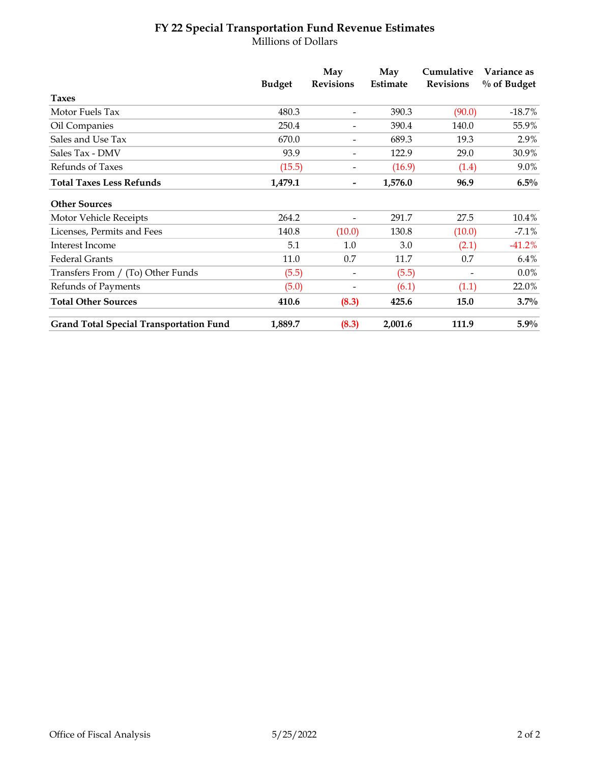# FY 22 Special Transportation Fund Revenue Estimates

Millions of Dollars

| | Budget | May Revisions | May Estimate | Cumulative Revisions | Variance as % of Budget |
|---|---|---|---|---|---|
| **Taxes** | | | | | |
| Motor Fuels Tax | 480.3 | - | 390.3 | (90.0) | -18.7% |
| Oil Companies | 250.4 | - | 390.4 | 140.0 | 55.9% |
| Sales and Use Tax | 670.0 | - | 689.3 | 19.3 | 2.9% |
| Sales Tax - DMV | 93.9 | - | 122.9 | 29.0 | 30.9% |
| Refunds of Taxes | (15.5) | - | (16.9) | (1.4) | 9.0% |
| **Total Taxes Less Refunds** | **1,479.1** | **-** | **1,576.0** | **96.9** | **6.5%** |
| **Other Sources** | | | | | |
| Motor Vehicle Receipts | 264.2 | - | 291.7 | 27.5 | 10.4% |
| Licenses, Permits and Fees | 140.8 | (10.0) | 130.8 | (10.0) | -7.1% |
| Interest Income | 5.1 | 1.0 | 3.0 | (2.1) | -41.2% |
| Federal Grants | 11.0 | 0.7 | 11.7 | 0.7 | 6.4% |
| Transfers From / (To) Other Funds | (5.5) | - | (5.5) | - | 0.0% |
| Refunds of Payments | (5.0) | - | (6.1) | (1.1) | 22.0% |
| **Total Other Sources** | **410.6** | **(8.3)** | **425.6** | **15.0** | **3.7%** |
| **Grand Total Special Transportation Fund** | **1,889.7** | **(8.3)** | **2,001.6** | **111.9** | **5.9%** |

Office of Fiscal Analysis 5/25/2022